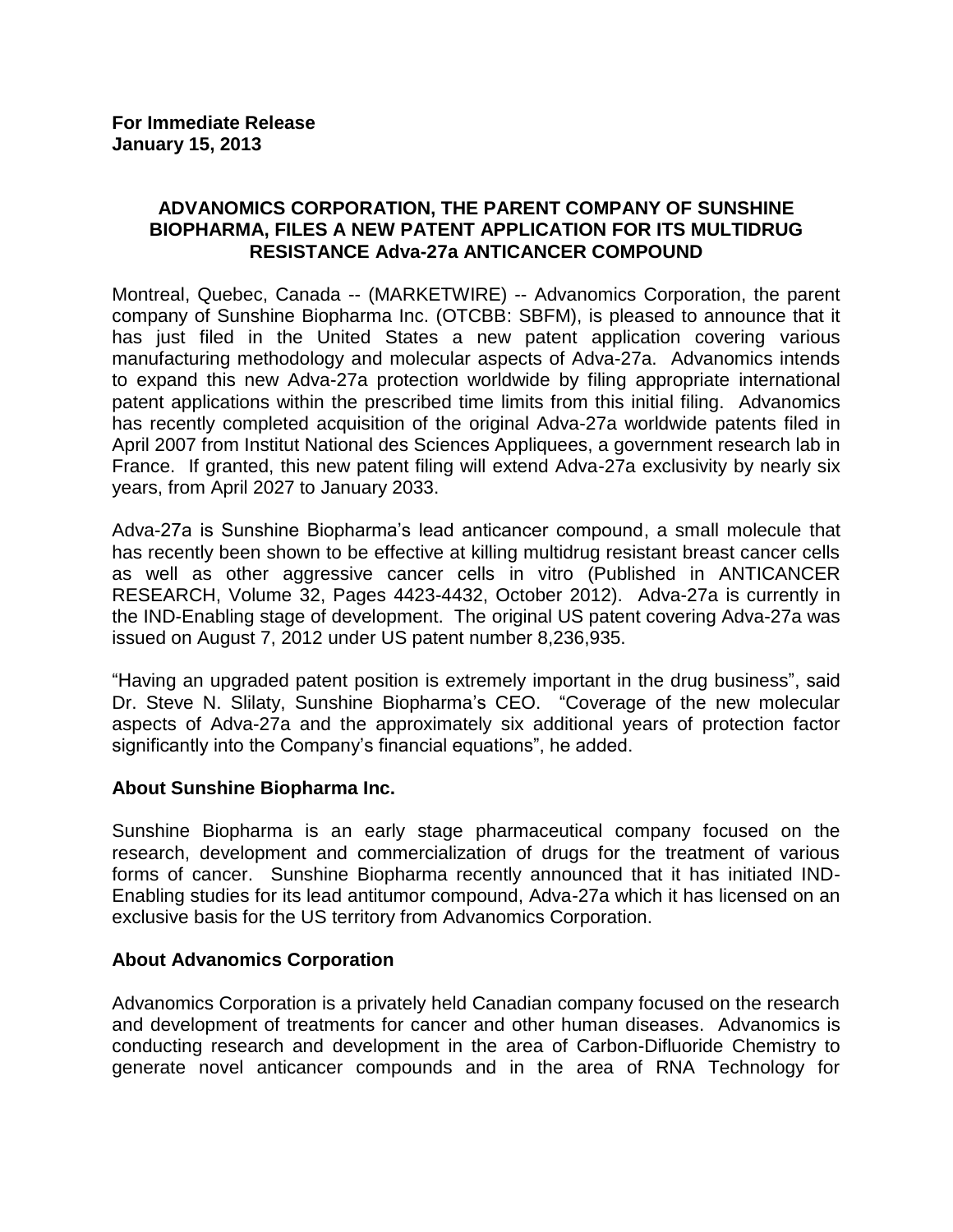**For Immediate Release**
**January 15, 2013**

# ADVANOMICS CORPORATION, THE PARENT COMPANY OF SUNSHINE BIOPHARMA, FILES A NEW PATENT APPLICATION FOR ITS MULTIDRUG RESISTANCE Adva-27a ANTICANCER COMPOUND

Montreal, Quebec, Canada -- (MARKETWIRE) -- Advanomics Corporation, the parent company of Sunshine Biopharma Inc. (OTCBB: SBFM), is pleased to announce that it has just filed in the United States a new patent application covering various manufacturing methodology and molecular aspects of Adva-27a. Advanomics intends to expand this new Adva-27a protection worldwide by filing appropriate international patent applications within the prescribed time limits from this initial filing. Advanomics has recently completed acquisition of the original Adva-27a worldwide patents filed in April 2007 from Institut National des Sciences Appliquees, a government research lab in France. If granted, this new patent filing will extend Adva-27a exclusivity by nearly six years, from April 2027 to January 2033.

Adva-27a is Sunshine Biopharma's lead anticancer compound, a small molecule that has recently been shown to be effective at killing multidrug resistant breast cancer cells as well as other aggressive cancer cells in vitro (Published in ANTICANCER RESEARCH, Volume 32, Pages 4423-4432, October 2012). Adva-27a is currently in the IND-Enabling stage of development. The original US patent covering Adva-27a was issued on August 7, 2012 under US patent number 8,236,935.

"Having an upgraded patent position is extremely important in the drug business", said Dr. Steve N. Slilaty, Sunshine Biopharma's CEO. "Coverage of the new molecular aspects of Adva-27a and the approximately six additional years of protection factor significantly into the Company's financial equations", he added.

## About Sunshine Biopharma Inc.

Sunshine Biopharma is an early stage pharmaceutical company focused on the research, development and commercialization of drugs for the treatment of various forms of cancer. Sunshine Biopharma recently announced that it has initiated IND-Enabling studies for its lead antitumor compound, Adva-27a which it has licensed on an exclusive basis for the US territory from Advanomics Corporation.

## About Advanomics Corporation

Advanomics Corporation is a privately held Canadian company focused on the research and development of treatments for cancer and other human diseases. Advanomics is conducting research and development in the area of Carbon-Difluoride Chemistry to generate novel anticancer compounds and in the area of RNA Technology for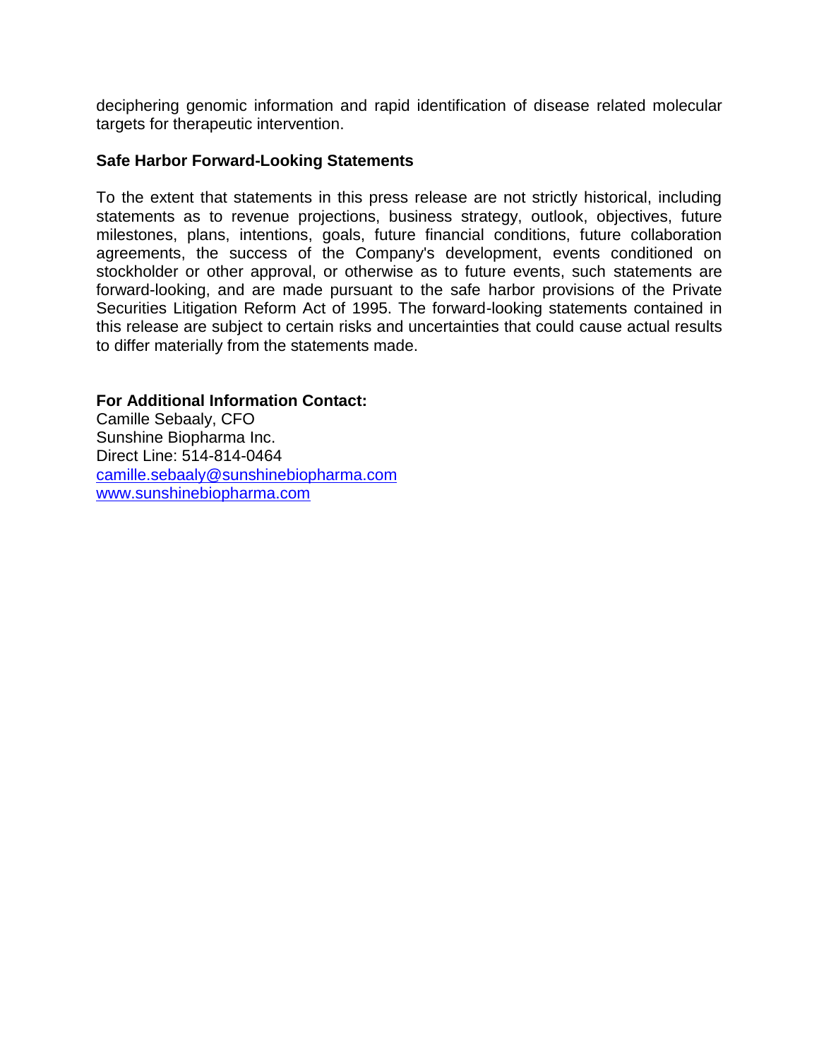deciphering genomic information and rapid identification of disease related molecular targets for therapeutic intervention.

**Safe Harbor Forward-Looking Statements**

To the extent that statements in this press release are not strictly historical, including statements as to revenue projections, business strategy, outlook, objectives, future milestones, plans, intentions, goals, future financial conditions, future collaboration agreements, the success of the Company's development, events conditioned on stockholder or other approval, or otherwise as to future events, such statements are forward-looking, and are made pursuant to the safe harbor provisions of the Private Securities Litigation Reform Act of 1995. The forward-looking statements contained in this release are subject to certain risks and uncertainties that could cause actual results to differ materially from the statements made.

**For Additional Information Contact:**
Camille Sebaaly, CFO
Sunshine Biopharma Inc.
Direct Line: 514-814-0464
camille.sebaaly@sunshinebiopharma.com
www.sunshinebiopharma.com